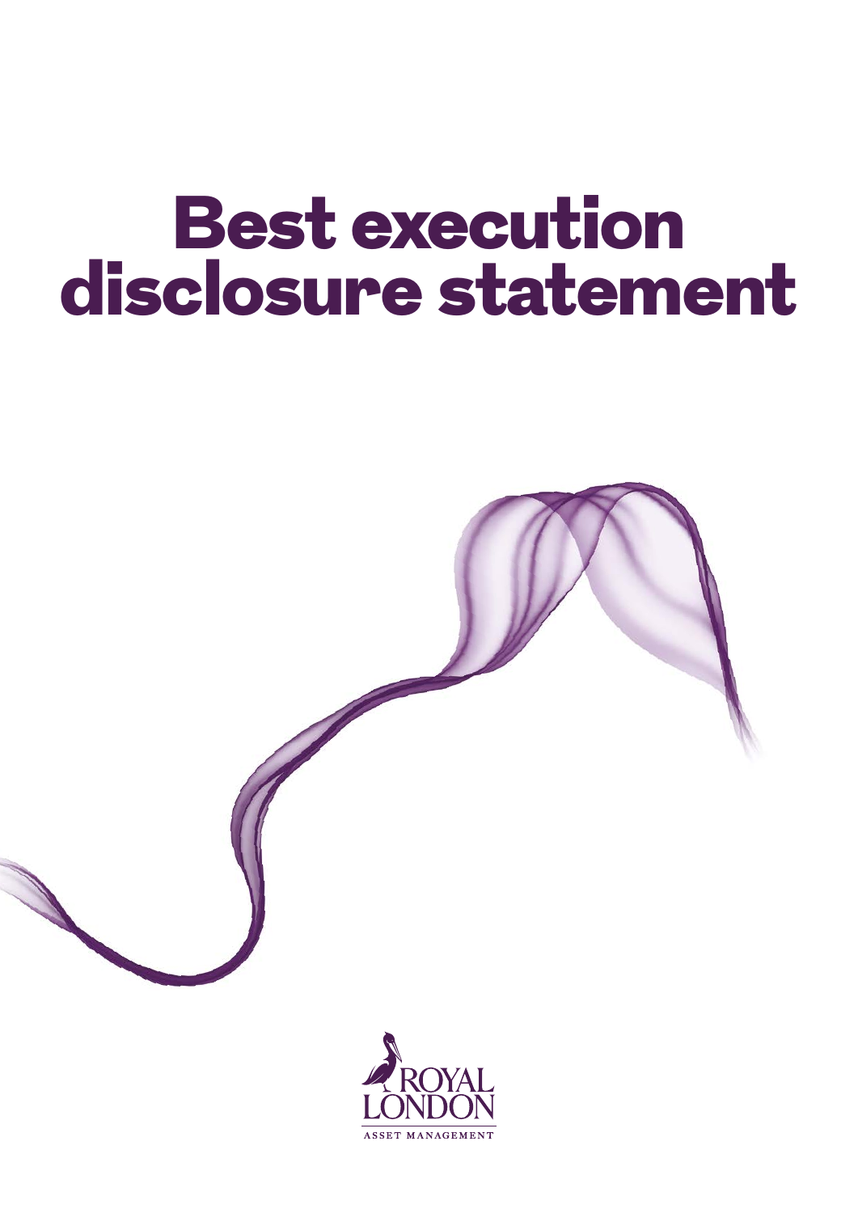# Best execution disclosure statement

ROYAL LONDON

ASSET MANAGEMENT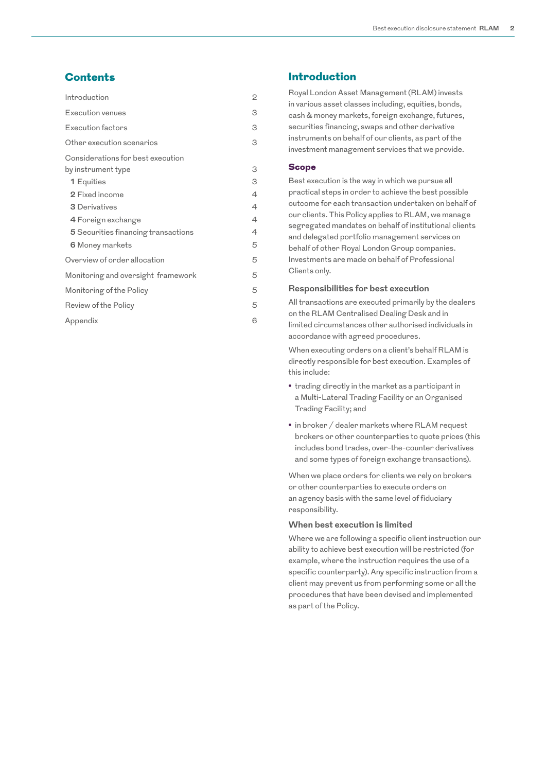## Contents

| | |
|---|---|
| Introduction | 2 |
| Execution venues | 3 |
| Execution factors | 3 |
| Other execution scenarios | 3 |
| Considerations for best execution by instrument type | 3 |
| **1** Equities | 3 |
| **2** Fixed income | 4 |
| **3** Derivatives | 4 |
| **4** Foreign exchange | 4 |
| **5** Securities financing transactions | 4 |
| **6** Money markets | 5 |
| Overview of order allocation | 5 |
| Monitoring and oversight framework | 5 |
| Monitoring of the Policy | 5 |
| Review of the Policy | 5 |
| Appendix | 6 |

## Introduction

Royal London Asset Management (RLAM) invests in various asset classes including, equities, bonds, cash & money markets, foreign exchange, futures, securities financing, swaps and other derivative instruments on behalf of our clients, as part of the investment management services that we provide.

### Scope

Best execution is the way in which we pursue all practical steps in order to achieve the best possible outcome for each transaction undertaken on behalf of our clients. This Policy applies to RLAM, we manage segregated mandates on behalf of institutional clients and delegated portfolio management services on behalf of other Royal London Group companies. Investments are made on behalf of Professional Clients only.

#### Responsibilities for best execution

All transactions are executed primarily by the dealers on the RLAM Centralised Dealing Desk and in limited circumstances other authorised individuals in accordance with agreed procedures.

When executing orders on a client's behalf RLAM is directly responsible for best execution. Examples of this include:

- trading directly in the market as a participant in a Multi-Lateral Trading Facility or an Organised Trading Facility; and
- in broker / dealer markets where RLAM request brokers or other counterparties to quote prices (this includes bond trades, over-the-counter derivatives and some types of foreign exchange transactions).

When we place orders for clients we rely on brokers or other counterparties to execute orders on an agency basis with the same level of fiduciary responsibility.

#### When best execution is limited

Where we are following a specific client instruction our ability to achieve best execution will be restricted (for example, where the instruction requires the use of a specific counterparty). Any specific instruction from a client may prevent us from performing some or all the procedures that have been devised and implemented as part of the Policy.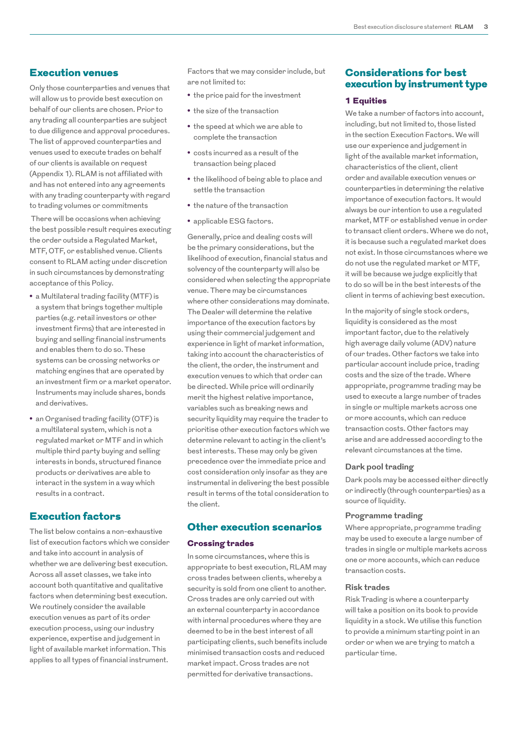## Execution venues

Only those counterparties and venues that will allow us to provide best execution on behalf of our clients are chosen. Prior to any trading all counterparties are subject to due diligence and approval procedures. The list of approved counterparties and venues used to execute trades on behalf of our clients is available on request (Appendix 1). RLAM is not affiliated with and has not entered into any agreements with any trading counterparty with regard to trading volumes or commitments

There will be occasions when achieving the best possible result requires executing the order outside a Regulated Market, MTF, OTF, or established venue. Clients consent to RLAM acting under discretion in such circumstances by demonstrating acceptance of this Policy.

- a Multilateral trading facility (MTF) is a system that brings together multiple parties (e.g. retail investors or other investment firms) that are interested in buying and selling financial instruments and enables them to do so. These systems can be crossing networks or matching engines that are operated by an investment firm or a market operator. Instruments may include shares, bonds and derivatives.
- an Organised trading facility (OTF) is a multilateral system, which is not a regulated market or MTF and in which multiple third party buying and selling interests in bonds, structured finance products or derivatives are able to interact in the system in a way which results in a contract.

## Execution factors

The list below contains a non-exhaustive list of execution factors which we consider and take into account in analysis of whether we are delivering best execution. Across all asset classes, we take into account both quantitative and qualitative factors when determining best execution. We routinely consider the available execution venues as part of its order execution process, using our industry experience, expertise and judgement in light of available market information. This applies to all types of financial instrument.

Factors that we may consider include, but are not limited to:

- the price paid for the investment
- the size of the transaction
- the speed at which we are able to complete the transaction
- costs incurred as a result of the transaction being placed
- the likelihood of being able to place and settle the transaction
- the nature of the transaction
- applicable ESG factors.

Generally, price and dealing costs will be the primary considerations, but the likelihood of execution, financial status and solvency of the counterparty will also be considered when selecting the appropriate venue. There may be circumstances where other considerations may dominate. The Dealer will determine the relative importance of the execution factors by using their commercial judgement and experience in light of market information, taking into account the characteristics of the client, the order, the instrument and execution venues to which that order can be directed. While price will ordinarily merit the highest relative importance, variables such as breaking news and security liquidity may require the trader to prioritise other execution factors which we determine relevant to acting in the client's best interests. These may only be given precedence over the immediate price and cost consideration only insofar as they are instrumental in delivering the best possible result in terms of the total consideration to the client.

## Other execution scenarios

### Crossing trades

In some circumstances, where this is appropriate to best execution, RLAM may cross trades between clients, whereby a security is sold from one client to another. Cross trades are only carried out with an external counterparty in accordance with internal procedures where they are deemed to be in the best interest of all participating clients, such benefits include minimised transaction costs and reduced market impact. Cross trades are not permitted for derivative transactions.

## Considerations for best execution by instrument type

### 1 Equities

We take a number of factors into account, including, but not limited to, those listed in the section Execution Factors. We will use our experience and judgement in light of the available market information, characteristics of the client, client order and available execution venues or counterparties in determining the relative importance of execution factors. It would always be our intention to use a regulated market, MTF or established venue in order to transact client orders. Where we do not, it is because such a regulated market does not exist. In those circumstances where we do not use the regulated market or MTF, it will be because we judge explicitly that to do so will be in the best interests of the client in terms of achieving best execution.

In the majority of single stock orders, liquidity is considered as the most important factor, due to the relatively high average daily volume (ADV) nature of our trades. Other factors we take into particular account include price, trading costs and the size of the trade. Where appropriate, programme trading may be used to execute a large number of trades in single or multiple markets across one or more accounts, which can reduce transaction costs. Other factors may arise and are addressed according to the relevant circumstances at the time.

#### Dark pool trading

Dark pools may be accessed either directly or indirectly (through counterparties) as a source of liquidity.

#### Programme trading

Where appropriate, programme trading may be used to execute a large number of trades in single or multiple markets across one or more accounts, which can reduce transaction costs.

#### Risk trades

Risk Trading is where a counterparty will take a position on its book to provide liquidity in a stock. We utilise this function to provide a minimum starting point in an order or when we are trying to match a particular time.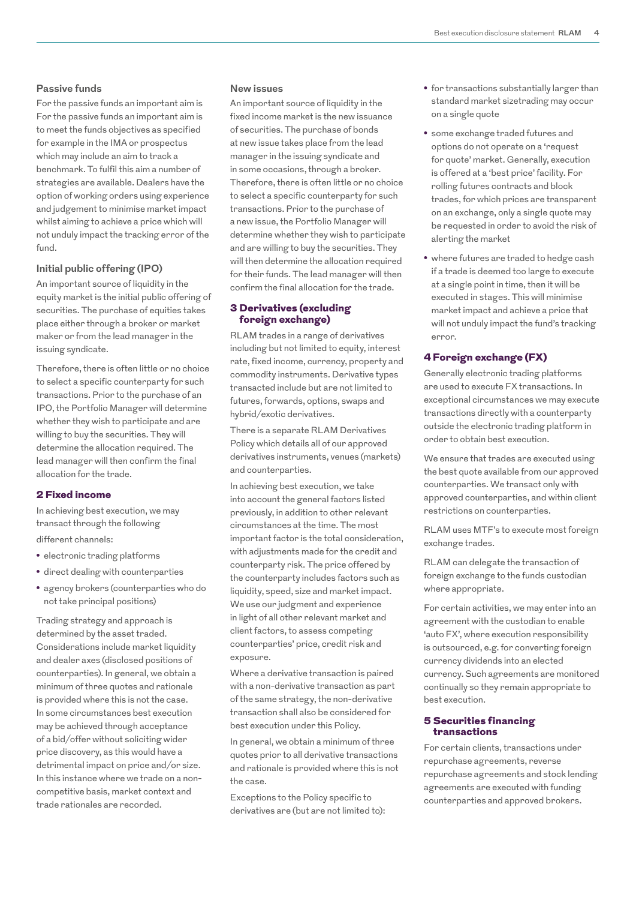### Passive funds

For the passive funds an important aim is For the passive funds an important aim is to meet the funds objectives as specified for example in the IMA or prospectus which may include an aim to track a benchmark. To fulfil this aim a number of strategies are available. Dealers have the option of working orders using experience and judgement to minimise market impact whilst aiming to achieve a price which will not unduly impact the tracking error of the fund.

### Initial public offering (IPO)

An important source of liquidity in the equity market is the initial public offering of securities. The purchase of equities takes place either through a broker or market maker or from the lead manager in the issuing syndicate.

Therefore, there is often little or no choice to select a specific counterparty for such transactions. Prior to the purchase of an IPO, the Portfolio Manager will determine whether they wish to participate and are willing to buy the securities. They will determine the allocation required. The lead manager will then confirm the final allocation for the trade.

## 2 Fixed income

In achieving best execution, we may transact through the following different channels:

- electronic trading platforms
- direct dealing with counterparties
- agency brokers (counterparties who do not take principal positions)

Trading strategy and approach is determined by the asset traded. Considerations include market liquidity and dealer axes (disclosed positions of counterparties). In general, we obtain a minimum of three quotes and rationale is provided where this is not the case. In some circumstances best execution may be achieved through acceptance of a bid/offer without soliciting wider price discovery, as this would have a detrimental impact on price and/or size. In this instance where we trade on a non-competitive basis, market context and trade rationales are recorded.

### New issues

An important source of liquidity in the fixed income market is the new issuance of securities. The purchase of bonds at new issue takes place from the lead manager in the issuing syndicate and in some occasions, through a broker. Therefore, there is often little or no choice to select a specific counterparty for such transactions. Prior to the purchase of a new issue, the Portfolio Manager will determine whether they wish to participate and are willing to buy the securities. They will then determine the allocation required for their funds. The lead manager will then confirm the final allocation for the trade.

## 3 Derivatives (excluding foreign exchange)

RLAM trades in a range of derivatives including but not limited to equity, interest rate, fixed income, currency, property and commodity instruments. Derivative types transacted include but are not limited to futures, forwards, options, swaps and hybrid/exotic derivatives.

There is a separate RLAM Derivatives Policy which details all of our approved derivatives instruments, venues (markets) and counterparties.

In achieving best execution, we take into account the general factors listed previously, in addition to other relevant circumstances at the time. The most important factor is the total consideration, with adjustments made for the credit and counterparty risk. The price offered by the counterparty includes factors such as liquidity, speed, size and market impact. We use our judgment and experience in light of all other relevant market and client factors, to assess competing counterparties' price, credit risk and exposure.

Where a derivative transaction is paired with a non-derivative transaction as part of the same strategy, the non-derivative transaction shall also be considered for best execution under this Policy.

In general, we obtain a minimum of three quotes prior to all derivative transactions and rationale is provided where this is not the case.

Exceptions to the Policy specific to derivatives are (but are not limited to):

- for transactions substantially larger than standard market sizetrading may occur on a single quote
- some exchange traded futures and options do not operate on a 'request for quote' market. Generally, execution is offered at a 'best price' facility. For rolling futures contracts and block trades, for which prices are transparent on an exchange, only a single quote may be requested in order to avoid the risk of alerting the market
- where futures are traded to hedge cash if a trade is deemed too large to execute at a single point in time, then it will be executed in stages. This will minimise market impact and achieve a price that will not unduly impact the fund's tracking error.

## 4 Foreign exchange (FX)

Generally electronic trading platforms are used to execute FX transactions. In exceptional circumstances we may execute transactions directly with a counterparty outside the electronic trading platform in order to obtain best execution.

We ensure that trades are executed using the best quote available from our approved counterparties. We transact only with approved counterparties, and within client restrictions on counterparties.

RLAM uses MTF's to execute most foreign exchange trades.

RLAM can delegate the transaction of foreign exchange to the funds custodian where appropriate.

For certain activities, we may enter into an agreement with the custodian to enable 'auto FX', where execution responsibility is outsourced, e.g. for converting foreign currency dividends into an elected currency. Such agreements are monitored continually so they remain appropriate to best execution.

## 5 Securities financing transactions

For certain clients, transactions under repurchase agreements, reverse repurchase agreements and stock lending agreements are executed with funding counterparties and approved brokers.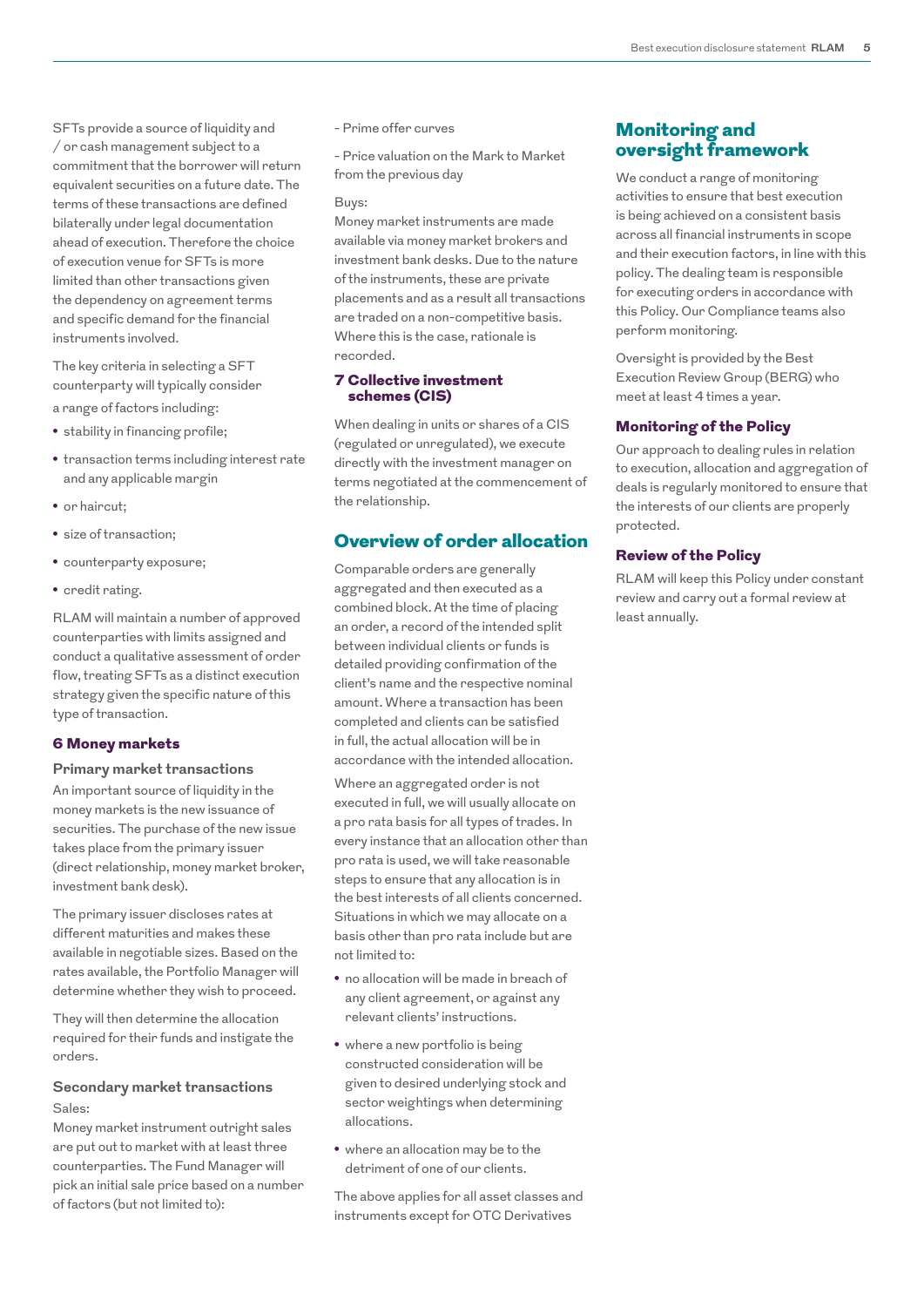SFTs provide a source of liquidity and / or cash management subject to a commitment that the borrower will return equivalent securities on a future date. The terms of these transactions are defined bilaterally under legal documentation ahead of execution. Therefore the choice of execution venue for SFTs is more limited than other transactions given the dependency on agreement terms and specific demand for the financial instruments involved.

The key criteria in selecting a SFT counterparty will typically consider a range of factors including:

- stability in financing profile;
- transaction terms including interest rate and any applicable margin
- or haircut;
- size of transaction;
- counterparty exposure;
- credit rating.

RLAM will maintain a number of approved counterparties with limits assigned and conduct a qualitative assessment of order flow, treating SFTs as a distinct execution strategy given the specific nature of this type of transaction.

### 6 Money markets

#### Primary market transactions

An important source of liquidity in the money markets is the new issuance of securities. The purchase of the new issue takes place from the primary issuer (direct relationship, money market broker, investment bank desk).

The primary issuer discloses rates at different maturities and makes these available in negotiable sizes. Based on the rates available, the Portfolio Manager will determine whether they wish to proceed.

They will then determine the allocation required for their funds and instigate the orders.

#### Secondary market transactions

Sales:
Money market instrument outright sales are put out to market with at least three counterparties. The Fund Manager will pick an initial sale price based on a number of factors (but not limited to):

- Prime offer curves

- Price valuation on the Mark to Market from the previous day

Buys:
Money market instruments are made available via money market brokers and investment bank desks. Due to the nature of the instruments, these are private placements and as a result all transactions are traded on a non-competitive basis. Where this is the case, rationale is recorded.

### 7 Collective investment schemes (CIS)

When dealing in units or shares of a CIS (regulated or unregulated), we execute directly with the investment manager on terms negotiated at the commencement of the relationship.

## Overview of order allocation

Comparable orders are generally aggregated and then executed as a combined block. At the time of placing an order, a record of the intended split between individual clients or funds is detailed providing confirmation of the client's name and the respective nominal amount. Where a transaction has been completed and clients can be satisfied in full, the actual allocation will be in accordance with the intended allocation.

Where an aggregated order is not executed in full, we will usually allocate on a pro rata basis for all types of trades. In every instance that an allocation other than pro rata is used, we will take reasonable steps to ensure that any allocation is in the best interests of all clients concerned. Situations in which we may allocate on a basis other than pro rata include but are not limited to:

- no allocation will be made in breach of any client agreement, or against any relevant clients' instructions.
- where a new portfolio is being constructed consideration will be given to desired underlying stock and sector weightings when determining allocations.
- where an allocation may be to the detriment of one of our clients.

The above applies for all asset classes and instruments except for OTC Derivatives

## Monitoring and oversight framework

We conduct a range of monitoring activities to ensure that best execution is being achieved on a consistent basis across all financial instruments in scope and their execution factors, in line with this policy. The dealing team is responsible for executing orders in accordance with this Policy. Our Compliance teams also perform monitoring.

Oversight is provided by the Best Execution Review Group (BERG) who meet at least 4 times a year.

### Monitoring of the Policy

Our approach to dealing rules in relation to execution, allocation and aggregation of deals is regularly monitored to ensure that the interests of our clients are properly protected.

### Review of the Policy

RLAM will keep this Policy under constant review and carry out a formal review at least annually.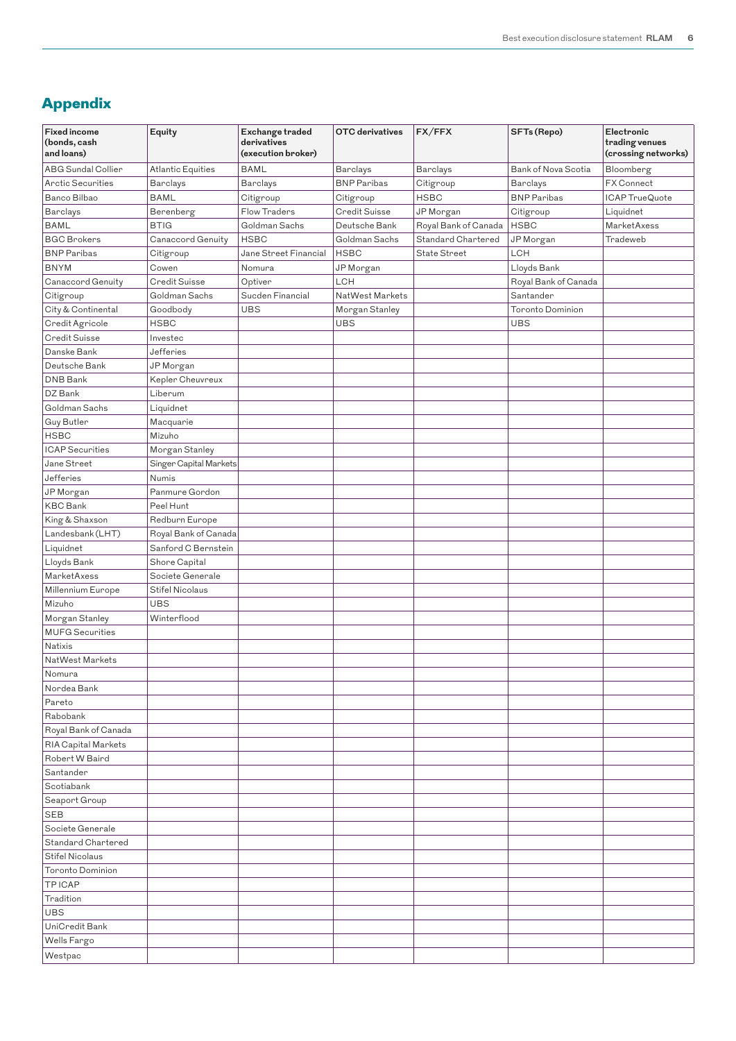## Appendix

| Fixed income (bonds, cash and loans) | Equity | Exchange traded derivatives (execution broker) | OTC derivatives | FX/FFX | SFTs (Repo) | Electronic trading venues (crossing networks) |
|---|---|---|---|---|---|---|
| ABG Sundal Collier | Atlantic Equities | BAML | Barclays | Barclays | Bank of Nova Scotia | Bloomberg |
| Arctic Securities | Barclays | Barclays | BNP Paribas | Citigroup | Barclays | FX Connect |
| Banco Bilbao | BAML | Citigroup | Citigroup | HSBC | BNP Paribas | ICAP TrueQuote |
| Barclays | Berenberg | Flow Traders | Credit Suisse | JP Morgan | Citigroup | Liquidnet |
| BAML | BTIG | Goldman Sachs | Deutsche Bank | Royal Bank of Canada | HSBC | MarketAxess |
| BGC Brokers | Canaccord Genuity | HSBC | Goldman Sachs | Standard Chartered | JP Morgan | Tradeweb |
| BNP Paribas | Citigroup | Jane Street Financial | HSBC | State Street | LCH | |
| BNYM | Cowen | Nomura | JP Morgan | | Lloyds Bank | |
| Canaccord Genuity | Credit Suisse | Optiver | LCH | | Royal Bank of Canada | |
| Citigroup | Goldman Sachs | Sucden Financial | NatWest Markets | | Santander | |
| City & Continental | Goodbody | UBS | Morgan Stanley | | Toronto Dominion | |
| Credit Agricole | HSBC | | UBS | | UBS | |
| Credit Suisse | Investec | | | | | |
| Danske Bank | Jefferies | | | | | |
| Deutsche Bank | JP Morgan | | | | | |
| DNB Bank | Kepler Cheuvreux | | | | | |
| DZ Bank | Liberum | | | | | |
| Goldman Sachs | Liquidnet | | | | | |
| Guy Butler | Macquarie | | | | | |
| HSBC | Mizuho | | | | | |
| ICAP Securities | Morgan Stanley | | | | | |
| Jane Street | Singer Capital Markets | | | | | |
| Jefferies | Numis | | | | | |
| JP Morgan | Panmure Gordon | | | | | |
| KBC Bank | Peel Hunt | | | | | |
| King & Shaxson | Redburn Europe | | | | | |
| Landesbank (LHT) | Royal Bank of Canada | | | | | |
| Liquidnet | Sanford C Bernstein | | | | | |
| Lloyds Bank | Shore Capital | | | | | |
| MarketAxess | Societe Generale | | | | | |
| Millennium Europe | Stifel Nicolaus | | | | | |
| Mizuho | UBS | | | | | |
| Morgan Stanley | Winterflood | | | | | |
| MUFG Securities | | | | | | |
| Natixis | | | | | | |
| NatWest Markets | | | | | | |
| Nomura | | | | | | |
| Nordea Bank | | | | | | |
| Pareto | | | | | | |
| Rabobank | | | | | | |
| Royal Bank of Canada | | | | | | |
| RIA Capital Markets | | | | | | |
| Robert W Baird | | | | | | |
| Santander | | | | | | |
| Scotiabank | | | | | | |
| Seaport Group | | | | | | |
| SEB | | | | | | |
| Societe Generale | | | | | | |
| Standard Chartered | | | | | | |
| Stifel Nicolaus | | | | | | |
| Toronto Dominion | | | | | | |
| TP ICAP | | | | | | |
| Tradition | | | | | | |
| UBS | | | | | | |
| UniCredit Bank | | | | | | |
| Wells Fargo | | | | | | |
| Westpac | | | | | | |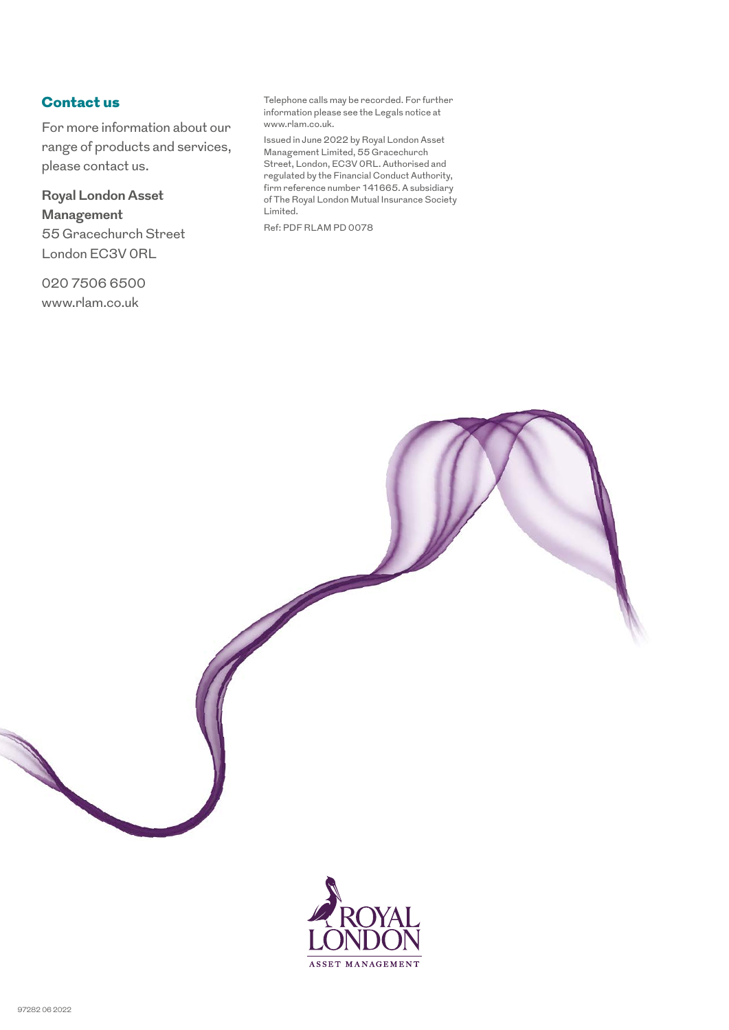## Contact us

For more information about our range of products and services, please contact us.

**Royal London Asset Management**
55 Gracechurch Street
London EC3V 0RL

020 7506 6500
www.rlam.co.uk

Telephone calls may be recorded. For further information please see the Legals notice at www.rlam.co.uk.

Issued in June 2022 by Royal London Asset Management Limited, 55 Gracechurch Street, London, EC3V 0RL. Authorised and regulated by the Financial Conduct Authority, firm reference number 141665. A subsidiary of The Royal London Mutual Insurance Society Limited.

Ref: PDF RLAM PD 0078

ROYAL LONDON
ASSET MANAGEMENT

97282 06 2022